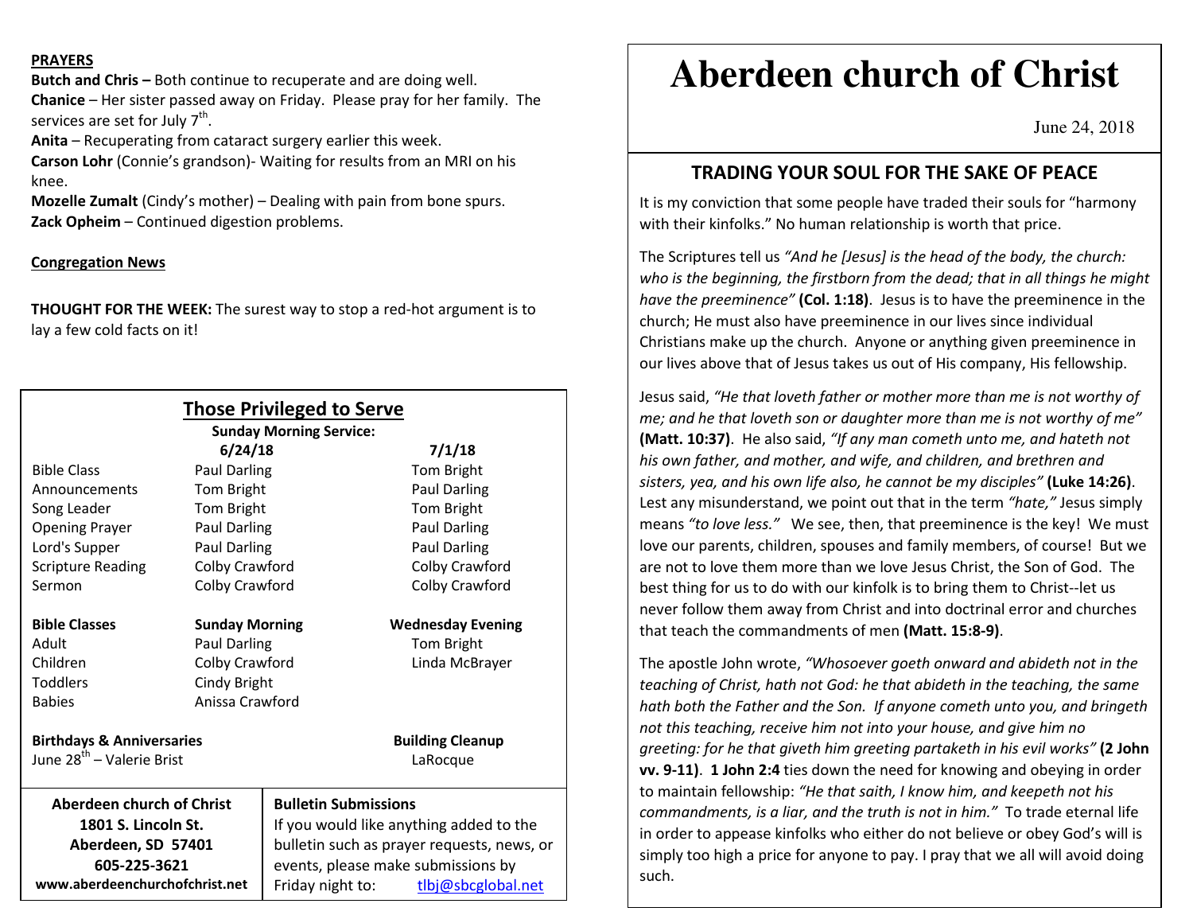# Aberdeen church of Christ

June 24, 2018

## TRADING YOUR SOUL FOR THE SAKE OF PEACE

It is my conviction that some people have traded their souls for "harmony with their kinfolks." No human relationship is worth that price.

The Scriptures tell us *"And he [Jesus] is the head of the body, the church: who is the beginning, the firstborn from the dead; that in all things he might have the preeminence"* **(Col. 1:18)**. Jesus is to have the preeminence in the church; He must also have preeminence in our lives since individual Christians make up the church. Anyone or anything given preeminence in our lives above that of Jesus takes us out of His company, His fellowship.

Jesus said, *"He that loveth father or mother more than me is not worthy of me; and he that loveth son or daughter more than me is not worthy of me"* **(Matt. 10:37)**. He also said, *"If any man cometh unto me, and hateth not his own father, and mother, and wife, and children, and brethren and sisters, yea, and his own life also, he cannot be my disciples"* **(Luke 14:26)**. Lest any misunderstand, we point out that in the term *"hate,"* Jesus simply means *"to love less."* We see, then, that preeminence is the key! We must love our parents, children, spouses and family members, of course! But we are not to love them more than we love Jesus Christ, the Son of God. The best thing for us to do with our kinfolk is to bring them to Christ--let us never follow them away from Christ and into doctrinal error and churches that teach the commandments of men **(Matt. 15:8-9)**.

The apostle John wrote, *"Whosoever goeth onward and abideth not in the teaching of Christ, hath not God: he that abideth in the teaching, the same hath both the Father and the Son. If anyone cometh unto you, and bringeth not this teaching, receive him not into your house, and give him no greeting: for he that giveth him greeting partaketh in his evil works"* **(2 John vv. 9-11)**. **1 John 2:4** ties down the need for knowing and obeying in order to maintain fellowship: *"He that saith, I know him, and keepeth not his commandments, is a liar, and the truth is not in him."* To trade eternal life in order to appease kinfolks who either do not believe or obey God's will is simply too high a price for anyone to pay. I pray that we all will avoid doing such.

**PRAYERS**

**Butch and Chris –** Both continue to recuperate and are doing well.
**Chanice** – Her sister passed away on Friday. Please pray for her family. The services are set for July 7th.
**Anita** – Recuperating from cataract surgery earlier this week.
**Carson Lohr** (Connie's grandson)- Waiting for results from an MRI on his knee.
**Mozelle Zumalt** (Cindy's mother) – Dealing with pain from bone spurs.
**Zack Opheim** – Continued digestion problems.

**Congregation News**

**THOUGHT FOR THE WEEK:** The surest way to stop a red-hot argument is to lay a few cold facts on it!

## Those Privileged to Serve

**Sunday Morning Service:**

| | 6/24/18 | 7/1/18 |
|---|---|---|
| Bible Class | Paul Darling | Tom Bright |
| Announcements | Tom Bright | Paul Darling |
| Song Leader | Tom Bright | Tom Bright |
| Opening Prayer | Paul Darling | Paul Darling |
| Lord's Supper | Paul Darling | Paul Darling |
| Scripture Reading | Colby Crawford | Colby Crawford |
| Sermon | Colby Crawford | Colby Crawford |

| **Bible Classes** | **Sunday Morning** | **Wednesday Evening** |
|---|---|---|
| Adult | Paul Darling | Tom Bright |
| Children | Colby Crawford | Linda McBrayer |
| Toddlers | Cindy Bright | |
| Babies | Anissa Crawford | |

**Birthdays & Anniversaries**
June 28th – Valerie Brist

**Building Cleanup**
LaRocque

**Aberdeen church of Christ**
**1801 S. Lincoln St.**
**Aberdeen, SD 57401**
**605-225-3621**
**www.aberdeenchurchofchrist.net**

**Bulletin Submissions**
If you would like anything added to the bulletin such as prayer requests, news, or events, please make submissions by Friday night to: tlbj@sbcglobal.net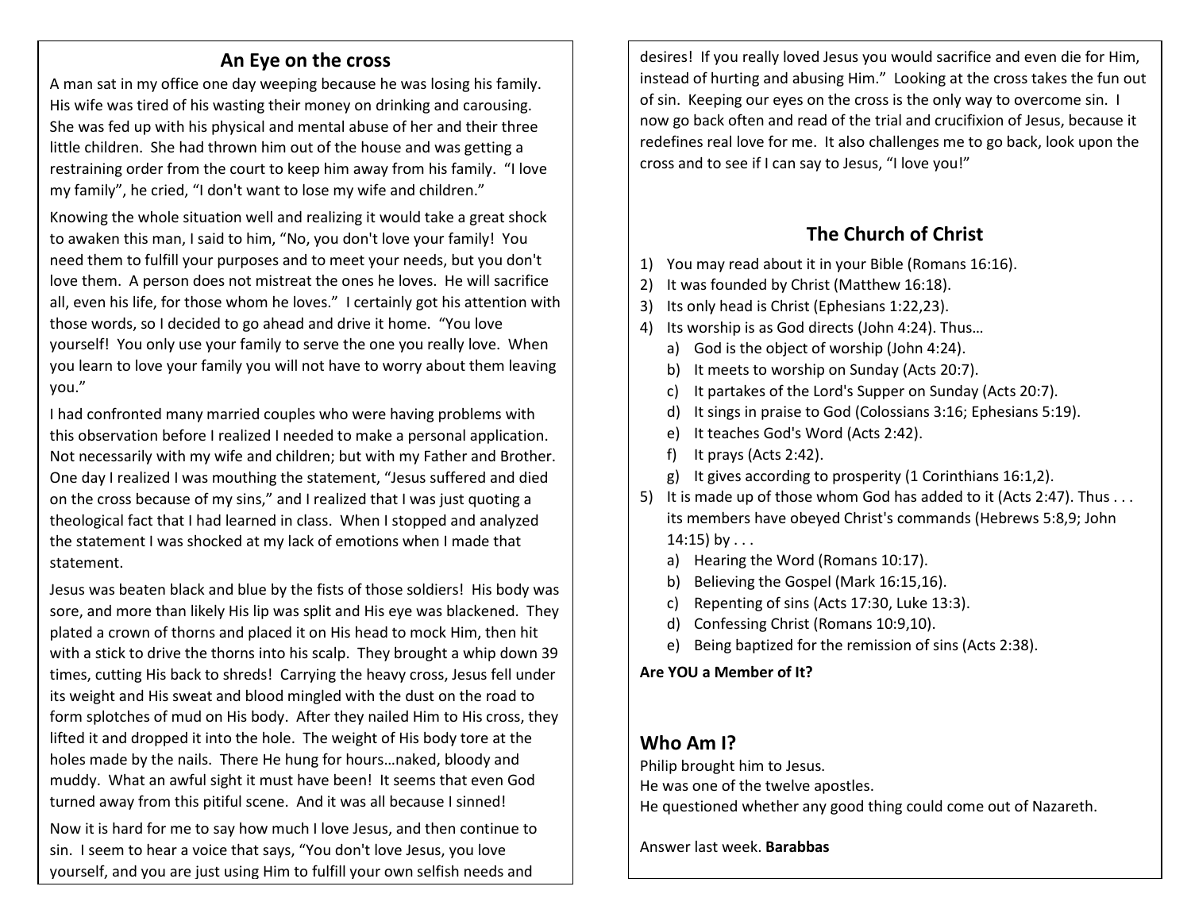## An Eye on the cross

A man sat in my office one day weeping because he was losing his family. His wife was tired of his wasting their money on drinking and carousing. She was fed up with his physical and mental abuse of her and their three little children. She had thrown him out of the house and was getting a restraining order from the court to keep him away from his family. "I love my family", he cried, "I don't want to lose my wife and children."

Knowing the whole situation well and realizing it would take a great shock to awaken this man, I said to him, "No, you don't love your family! You need them to fulfill your purposes and to meet your needs, but you don't love them. A person does not mistreat the ones he loves. He will sacrifice all, even his life, for those whom he loves." I certainly got his attention with those words, so I decided to go ahead and drive it home. "You love yourself! You only use your family to serve the one you really love. When you learn to love your family you will not have to worry about them leaving you."

I had confronted many married couples who were having problems with this observation before I realized I needed to make a personal application. Not necessarily with my wife and children; but with my Father and Brother. One day I realized I was mouthing the statement, "Jesus suffered and died on the cross because of my sins," and I realized that I was just quoting a theological fact that I had learned in class. When I stopped and analyzed the statement I was shocked at my lack of emotions when I made that statement.

Jesus was beaten black and blue by the fists of those soldiers! His body was sore, and more than likely His lip was split and His eye was blackened. They plated a crown of thorns and placed it on His head to mock Him, then hit with a stick to drive the thorns into his scalp. They brought a whip down 39 times, cutting His back to shreds! Carrying the heavy cross, Jesus fell under its weight and His sweat and blood mingled with the dust on the road to form splotches of mud on His body. After they nailed Him to His cross, they lifted it and dropped it into the hole. The weight of His body tore at the holes made by the nails. There He hung for hours…naked, bloody and muddy. What an awful sight it must have been! It seems that even God turned away from this pitiful scene. And it was all because I sinned!

Now it is hard for me to say how much I love Jesus, and then continue to sin. I seem to hear a voice that says, "You don't love Jesus, you love yourself, and you are just using Him to fulfill your own selfish needs and desires! If you really loved Jesus you would sacrifice and even die for Him, instead of hurting and abusing Him." Looking at the cross takes the fun out of sin. Keeping our eyes on the cross is the only way to overcome sin. I now go back often and read of the trial and crucifixion of Jesus, because it redefines real love for me. It also challenges me to go back, look upon the cross and to see if I can say to Jesus, "I love you!"

## The Church of Christ

1) You may read about it in your Bible (Romans 16:16).
2) It was founded by Christ (Matthew 16:18).
3) Its only head is Christ (Ephesians 1:22,23).
4) Its worship is as God directs (John 4:24). Thus…
   a) God is the object of worship (John 4:24).
   b) It meets to worship on Sunday (Acts 20:7).
   c) It partakes of the Lord's Supper on Sunday (Acts 20:7).
   d) It sings in praise to God (Colossians 3:16; Ephesians 5:19).
   e) It teaches God's Word (Acts 2:42).
   f) It prays (Acts 2:42).
   g) It gives according to prosperity (1 Corinthians 16:1,2).
5) It is made up of those whom God has added to it (Acts 2:47). Thus . . . its members have obeyed Christ's commands (Hebrews 5:8,9; John 14:15) by . . .
   a) Hearing the Word (Romans 10:17).
   b) Believing the Gospel (Mark 16:15,16).
   c) Repenting of sins (Acts 17:30, Luke 13:3).
   d) Confessing Christ (Romans 10:9,10).
   e) Being baptized for the remission of sins (Acts 2:38).

**Are YOU a Member of It?**

## Who Am I?

Philip brought him to Jesus.
He was one of the twelve apostles.
He questioned whether any good thing could come out of Nazareth.

Answer last week. **Barabbas**